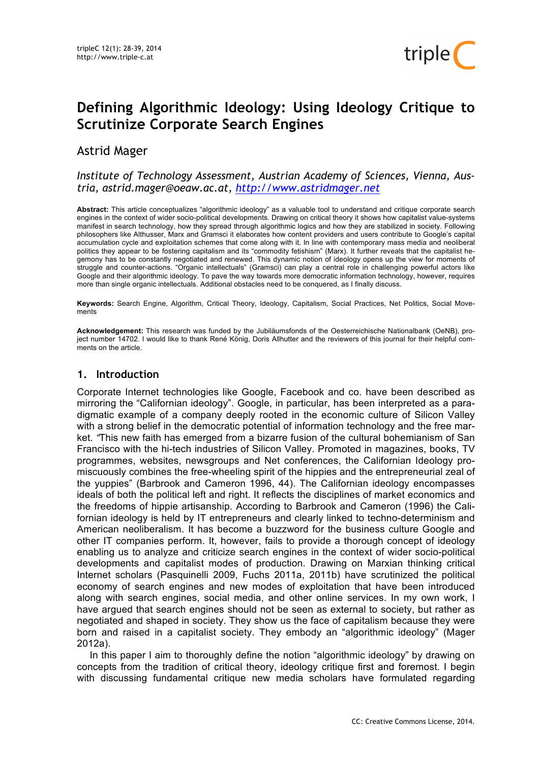# Defining Algorithmic Ideology: Using Ideology Critique to Scrutinize Corporate Search Engines

## Astrid Mager

*Institute of Technology Assessment, Austrian Academy of Sciences, Vienna, Austria, astrid.mager@oeaw.ac.at, http://www.astridmager.net*

**Abstract:** This article conceptualizes "algorithmic ideology" as a valuable tool to understand and critique corporate search engines in the context of wider socio-political developments. Drawing on critical theory it shows how capitalist value-systems manifest in search technology, how they spread through algorithmic logics and how they are stabilized in society. Following philosophers like Althusser, Marx and Gramsci it elaborates how content providers and users contribute to Google's capital accumulation cycle and exploitation schemes that come along with it. In line with contemporary mass media and neoliberal politics they appear to be fostering capitalism and its "commodity fetishism" (Marx). It further reveals that the capitalist hegemony has to be constantly negotiated and renewed. This dynamic notion of ideology opens up the view for moments of struggle and counter-actions. "Organic intellectuals" (Gramsci) can play a central role in challenging powerful actors like Google and their algorithmic ideology. To pave the way towards more democratic information technology, however, requires more than single organic intellectuals. Additional obstacles need to be conquered, as I finally discuss.

**Keywords:** Search Engine, Algorithm, Critical Theory, Ideology, Capitalism, Social Practices, Net Politics, Social Movements

**Acknowledgement:** This research was funded by the Jubiläumsfonds of the Oesterreichische Nationalbank (OeNB), project number 14702. I would like to thank René König, Doris Allhutter and the reviewers of this journal for their helpful comments on the article.

## 1. Introduction

Corporate Internet technologies like Google, Facebook and co. have been described as mirroring the "Californian ideology". Google, in particular, has been interpreted as a paradigmatic example of a company deeply rooted in the economic culture of Silicon Valley with a strong belief in the democratic potential of information technology and the free market. "This new faith has emerged from a bizarre fusion of the cultural bohemianism of San Francisco with the hi-tech industries of Silicon Valley. Promoted in magazines, books, TV programmes, websites, newsgroups and Net conferences, the Californian Ideology promiscuously combines the free-wheeling spirit of the hippies and the entrepreneurial zeal of the yuppies" (Barbrook and Cameron 1996, 44). The Californian ideology encompasses ideals of both the political left and right. It reflects the disciplines of market economics and the freedoms of hippie artisanship. According to Barbrook and Cameron (1996) the Californian ideology is held by IT entrepreneurs and clearly linked to techno-determinism and American neoliberalism. It has become a buzzword for the business culture Google and other IT companies perform. It, however, fails to provide a thorough concept of ideology enabling us to analyze and criticize search engines in the context of wider socio-political developments and capitalist modes of production. Drawing on Marxian thinking critical Internet scholars (Pasquinelli 2009, Fuchs 2011a, 2011b) have scrutinized the political economy of search engines and new modes of exploitation that have been introduced along with search engines, social media, and other online services. In my own work, I have argued that search engines should not be seen as external to society, but rather as negotiated and shaped in society. They show us the face of capitalism because they were born and raised in a capitalist society. They embody an "algorithmic ideology" (Mager 2012a).

In this paper I aim to thoroughly define the notion "algorithmic ideology" by drawing on concepts from the tradition of critical theory, ideology critique first and foremost. I begin with discussing fundamental critique new media scholars have formulated regarding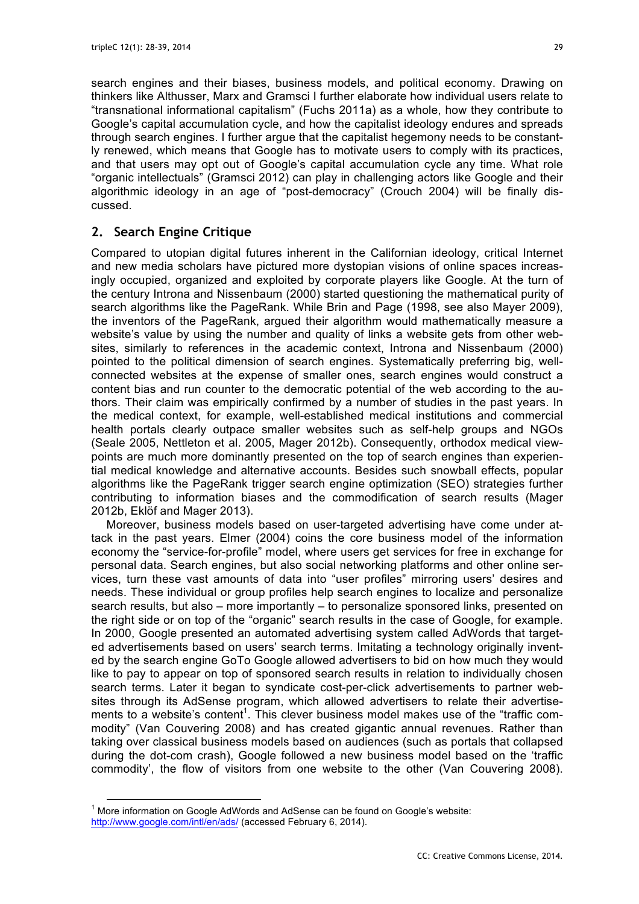search engines and their biases, business models, and political economy. Drawing on thinkers like Althusser, Marx and Gramsci I further elaborate how individual users relate to "transnational informational capitalism" (Fuchs 2011a) as a whole, how they contribute to Google's capital accumulation cycle, and how the capitalist ideology endures and spreads through search engines. I further argue that the capitalist hegemony needs to be constantly renewed, which means that Google has to motivate users to comply with its practices, and that users may opt out of Google's capital accumulation cycle any time. What role "organic intellectuals" (Gramsci 2012) can play in challenging actors like Google and their algorithmic ideology in an age of "post-democracy" (Crouch 2004) will be finally discussed.

## 2. Search Engine Critique

Compared to utopian digital futures inherent in the Californian ideology, critical Internet and new media scholars have pictured more dystopian visions of online spaces increasingly occupied, organized and exploited by corporate players like Google. At the turn of the century Introna and Nissenbaum (2000) started questioning the mathematical purity of search algorithms like the PageRank. While Brin and Page (1998, see also Mayer 2009), the inventors of the PageRank, argued their algorithm would mathematically measure a website's value by using the number and quality of links a website gets from other websites, similarly to references in the academic context, Introna and Nissenbaum (2000) pointed to the political dimension of search engines. Systematically preferring big, well-connected websites at the expense of smaller ones, search engines would construct a content bias and run counter to the democratic potential of the web according to the authors. Their claim was empirically confirmed by a number of studies in the past years. In the medical context, for example, well-established medical institutions and commercial health portals clearly outpace smaller websites such as self-help groups and NGOs (Seale 2005, Nettleton et al. 2005, Mager 2012b). Consequently, orthodox medical viewpoints are much more dominantly presented on the top of search engines than experiential medical knowledge and alternative accounts. Besides such snowball effects, popular algorithms like the PageRank trigger search engine optimization (SEO) strategies further contributing to information biases and the commodification of search results (Mager 2012b, Eklöf and Mager 2013).

Moreover, business models based on user-targeted advertising have come under attack in the past years. Elmer (2004) coins the core business model of the information economy the "service-for-profile" model, where users get services for free in exchange for personal data. Search engines, but also social networking platforms and other online services, turn these vast amounts of data into "user profiles" mirroring users' desires and needs. These individual or group profiles help search engines to localize and personalize search results, but also – more importantly – to personalize sponsored links, presented on the right side or on top of the "organic" search results in the case of Google, for example. In 2000, Google presented an automated advertising system called AdWords that targeted advertisements based on users' search terms. Imitating a technology originally invented by the search engine GoTo Google allowed advertisers to bid on how much they would like to pay to appear on top of sponsored search results in relation to individually chosen search terms. Later it began to syndicate cost-per-click advertisements to partner websites through its AdSense program, which allowed advertisers to relate their advertisements to a website's content[1]. This clever business model makes use of the "traffic commodity" (Van Couvering 2008) and has created gigantic annual revenues. Rather than taking over classical business models based on audiences (such as portals that collapsed during the dot-com crash), Google followed a new business model based on the 'traffic commodity', the flow of visitors from one website to the other (Van Couvering 2008).

[1] More information on Google AdWords and AdSense can be found on Google's website: http://www.google.com/intl/en/ads/ (accessed February 6, 2014).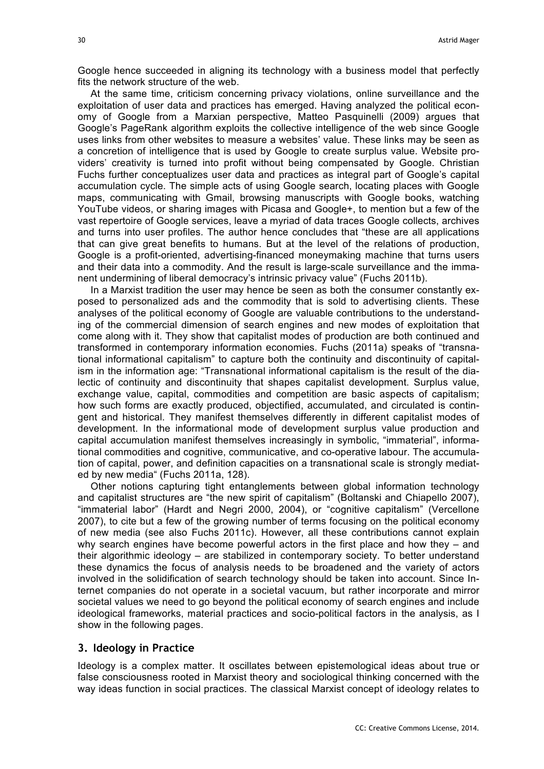Google hence succeeded in aligning its technology with a business model that perfectly fits the network structure of the web.

At the same time, criticism concerning privacy violations, online surveillance and the exploitation of user data and practices has emerged. Having analyzed the political economy of Google from a Marxian perspective, Matteo Pasquinelli (2009) argues that Google's PageRank algorithm exploits the collective intelligence of the web since Google uses links from other websites to measure a websites' value. These links may be seen as a concretion of intelligence that is used by Google to create surplus value. Website providers' creativity is turned into profit without being compensated by Google. Christian Fuchs further conceptualizes user data and practices as integral part of Google's capital accumulation cycle. The simple acts of using Google search, locating places with Google maps, communicating with Gmail, browsing manuscripts with Google books, watching YouTube videos, or sharing images with Picasa and Google+, to mention but a few of the vast repertoire of Google services, leave a myriad of data traces Google collects, archives and turns into user profiles. The author hence concludes that "these are all applications that can give great benefits to humans. But at the level of the relations of production, Google is a profit-oriented, advertising-financed moneymaking machine that turns users and their data into a commodity. And the result is large-scale surveillance and the immanent undermining of liberal democracy's intrinsic privacy value" (Fuchs 2011b).

In a Marxist tradition the user may hence be seen as both the consumer constantly exposed to personalized ads and the commodity that is sold to advertising clients. These analyses of the political economy of Google are valuable contributions to the understanding of the commercial dimension of search engines and new modes of exploitation that come along with it. They show that capitalist modes of production are both continued and transformed in contemporary information economies. Fuchs (2011a) speaks of "transnational informational capitalism" to capture both the continuity and discontinuity of capitalism in the information age: "Transnational informational capitalism is the result of the dialectic of continuity and discontinuity that shapes capitalist development. Surplus value, exchange value, capital, commodities and competition are basic aspects of capitalism; how such forms are exactly produced, objectified, accumulated, and circulated is contingent and historical. They manifest themselves differently in different capitalist modes of development. In the informational mode of development surplus value production and capital accumulation manifest themselves increasingly in symbolic, "immaterial", informational commodities and cognitive, communicative, and co-operative labour. The accumulation of capital, power, and definition capacities on a transnational scale is strongly mediated by new media" (Fuchs 2011a, 128).

Other notions capturing tight entanglements between global information technology and capitalist structures are "the new spirit of capitalism" (Boltanski and Chiapello 2007), "immaterial labor" (Hardt and Negri 2000, 2004), or "cognitive capitalism" (Vercellone 2007), to cite but a few of the growing number of terms focusing on the political economy of new media (see also Fuchs 2011c). However, all these contributions cannot explain why search engines have become powerful actors in the first place and how they – and their algorithmic ideology – are stabilized in contemporary society. To better understand these dynamics the focus of analysis needs to be broadened and the variety of actors involved in the solidification of search technology should be taken into account. Since Internet companies do not operate in a societal vacuum, but rather incorporate and mirror societal values we need to go beyond the political economy of search engines and include ideological frameworks, material practices and socio-political factors in the analysis, as I show in the following pages.

## 3. Ideology in Practice

Ideology is a complex matter. It oscillates between epistemological ideas about true or false consciousness rooted in Marxist theory and sociological thinking concerned with the way ideas function in social practices. The classical Marxist concept of ideology relates to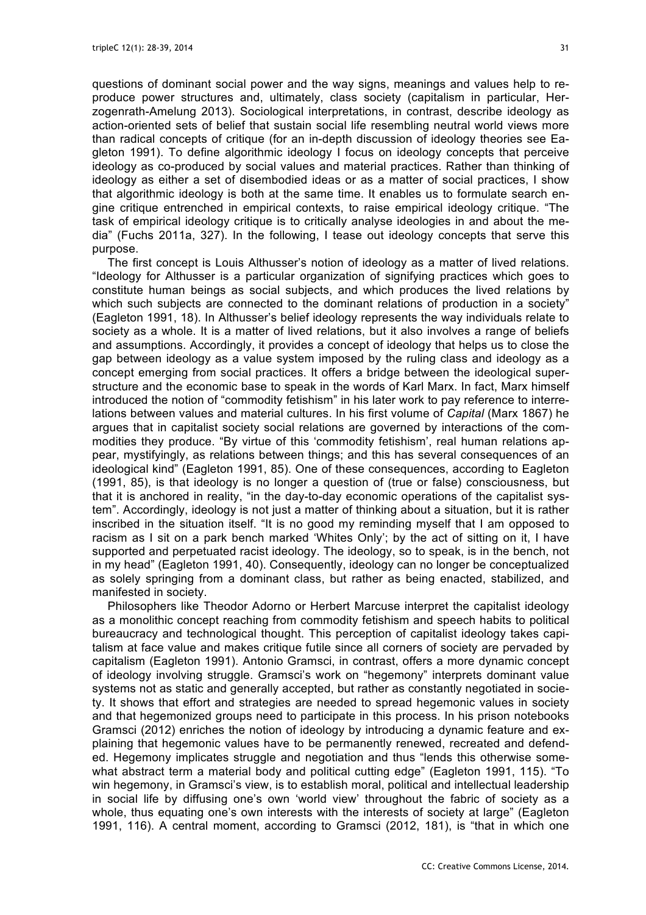questions of dominant social power and the way signs, meanings and values help to reproduce power structures and, ultimately, class society (capitalism in particular, Herzogenrath-Amelung 2013). Sociological interpretations, in contrast, describe ideology as action-oriented sets of belief that sustain social life resembling neutral world views more than radical concepts of critique (for an in-depth discussion of ideology theories see Eagleton 1991). To define algorithmic ideology I focus on ideology concepts that perceive ideology as co-produced by social values and material practices. Rather than thinking of ideology as either a set of disembodied ideas or as a matter of social practices, I show that algorithmic ideology is both at the same time. It enables us to formulate search engine critique entrenched in empirical contexts, to raise empirical ideology critique. "The task of empirical ideology critique is to critically analyse ideologies in and about the media" (Fuchs 2011a, 327). In the following, I tease out ideology concepts that serve this purpose.

The first concept is Louis Althusser's notion of ideology as a matter of lived relations. "Ideology for Althusser is a particular organization of signifying practices which goes to constitute human beings as social subjects, and which produces the lived relations by which such subjects are connected to the dominant relations of production in a society" (Eagleton 1991, 18). In Althusser's belief ideology represents the way individuals relate to society as a whole. It is a matter of lived relations, but it also involves a range of beliefs and assumptions. Accordingly, it provides a concept of ideology that helps us to close the gap between ideology as a value system imposed by the ruling class and ideology as a concept emerging from social practices. It offers a bridge between the ideological superstructure and the economic base to speak in the words of Karl Marx. In fact, Marx himself introduced the notion of "commodity fetishism" in his later work to pay reference to interrelations between values and material cultures. In his first volume of *Capital* (Marx 1867) he argues that in capitalist society social relations are governed by interactions of the commodities they produce. "By virtue of this 'commodity fetishism', real human relations appear, mystifyingly, as relations between things; and this has several consequences of an ideological kind" (Eagleton 1991, 85). One of these consequences, according to Eagleton (1991, 85), is that ideology is no longer a question of (true or false) consciousness, but that it is anchored in reality, "in the day-to-day economic operations of the capitalist system". Accordingly, ideology is not just a matter of thinking about a situation, but it is rather inscribed in the situation itself. "It is no good my reminding myself that I am opposed to racism as I sit on a park bench marked 'Whites Only'; by the act of sitting on it, I have supported and perpetuated racist ideology. The ideology, so to speak, is in the bench, not in my head" (Eagleton 1991, 40). Consequently, ideology can no longer be conceptualized as solely springing from a dominant class, but rather as being enacted, stabilized, and manifested in society.

Philosophers like Theodor Adorno or Herbert Marcuse interpret the capitalist ideology as a monolithic concept reaching from commodity fetishism and speech habits to political bureaucracy and technological thought. This perception of capitalist ideology takes capitalism at face value and makes critique futile since all corners of society are pervaded by capitalism (Eagleton 1991). Antonio Gramsci, in contrast, offers a more dynamic concept of ideology involving struggle. Gramsci's work on "hegemony" interprets dominant value systems not as static and generally accepted, but rather as constantly negotiated in society. It shows that effort and strategies are needed to spread hegemonic values in society and that hegemonized groups need to participate in this process. In his prison notebooks Gramsci (2012) enriches the notion of ideology by introducing a dynamic feature and explaining that hegemonic values have to be permanently renewed, recreated and defended. Hegemony implicates struggle and negotiation and thus "lends this otherwise somewhat abstract term a material body and political cutting edge" (Eagleton 1991, 115). "To win hegemony, in Gramsci's view, is to establish moral, political and intellectual leadership in social life by diffusing one's own 'world view' throughout the fabric of society as a whole, thus equating one's own interests with the interests of society at large" (Eagleton 1991, 116). A central moment, according to Gramsci (2012, 181), is "that in which one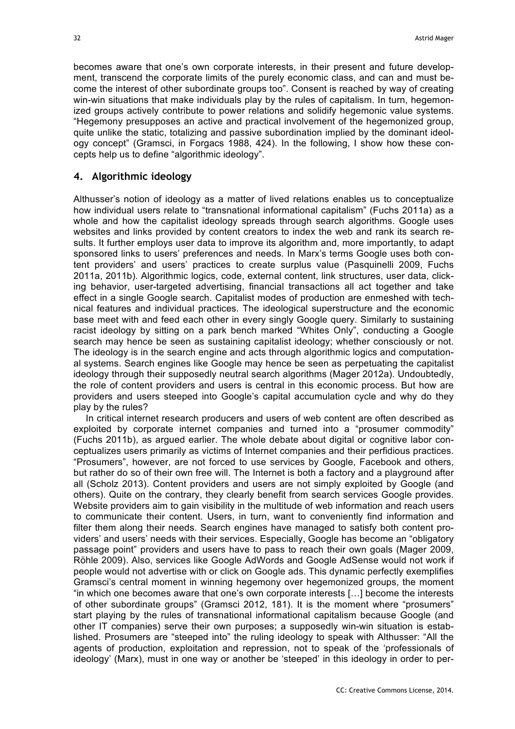becomes aware that one's own corporate interests, in their present and future development, transcend the corporate limits of the purely economic class, and can and must become the interest of other subordinate groups too". Consent is reached by way of creating win-win situations that make individuals play by the rules of capitalism. In turn, hegemonized groups actively contribute to power relations and solidify hegemonic value systems. "Hegemony presupposes an active and practical involvement of the hegemonized group, quite unlike the static, totalizing and passive subordination implied by the dominant ideology concept" (Gramsci, in Forgacs 1988, 424). In the following, I show how these concepts help us to define "algorithmic ideology".

## 4. Algorithmic ideology

Althusser's notion of ideology as a matter of lived relations enables us to conceptualize how individual users relate to "transnational informational capitalism" (Fuchs 2011a) as a whole and how the capitalist ideology spreads through search algorithms. Google uses websites and links provided by content creators to index the web and rank its search results. It further employs user data to improve its algorithm and, more importantly, to adapt sponsored links to users' preferences and needs. In Marx's terms Google uses both content providers' and users' practices to create surplus value (Pasquinelli 2009, Fuchs 2011a, 2011b). Algorithmic logics, code, external content, link structures, user data, clicking behavior, user-targeted advertising, financial transactions all act together and take effect in a single Google search. Capitalist modes of production are enmeshed with technical features and individual practices. The ideological superstructure and the economic base meet with and feed each other in every singly Google query. Similarly to sustaining racist ideology by sitting on a park bench marked "Whites Only", conducting a Google search may hence be seen as sustaining capitalist ideology; whether consciously or not. The ideology is in the search engine and acts through algorithmic logics and computational systems. Search engines like Google may hence be seen as perpetuating the capitalist ideology through their supposedly neutral search algorithms (Mager 2012a). Undoubtedly, the role of content providers and users is central in this economic process. But how are providers and users steeped into Google's capital accumulation cycle and why do they play by the rules?

In critical internet research producers and users of web content are often described as exploited by corporate internet companies and turned into a "prosumer commodity" (Fuchs 2011b), as argued earlier. The whole debate about digital or cognitive labor conceptualizes users primarily as victims of Internet companies and their perfidious practices. "Prosumers", however, are not forced to use services by Google, Facebook and others, but rather do so of their own free will. The Internet is both a factory and a playground after all (Scholz 2013). Content providers and users are not simply exploited by Google (and others). Quite on the contrary, they clearly benefit from search services Google provides. Website providers aim to gain visibility in the multitude of web information and reach users to communicate their content. Users, in turn, want to conveniently find information and filter them along their needs. Search engines have managed to satisfy both content providers' and users' needs with their services. Especially, Google has become an "obligatory passage point" providers and users have to pass to reach their own goals (Mager 2009, Röhle 2009). Also, services like Google AdWords and Google AdSense would not work if people would not advertise with or click on Google ads. This dynamic perfectly exemplifies Gramsci's central moment in winning hegemony over hegemonized groups, the moment "in which one becomes aware that one's own corporate interests […] become the interests of other subordinate groups" (Gramsci 2012, 181). It is the moment where "prosumers" start playing by the rules of transnational informational capitalism because Google (and other IT companies) serve their own purposes; a supposedly win-win situation is established. Prosumers are "steeped into" the ruling ideology to speak with Althusser: "All the agents of production, exploitation and repression, not to speak of the 'professionals of ideology' (Marx), must in one way or another be 'steeped' in this ideology in order to per-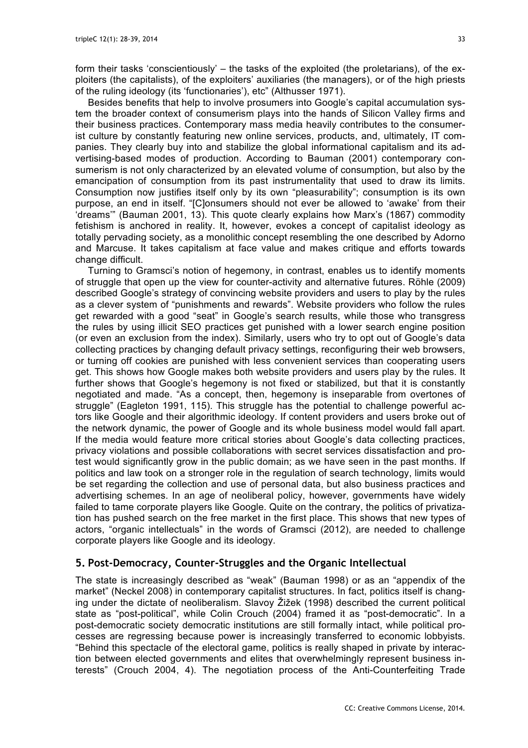form their tasks 'conscientiously' – the tasks of the exploited (the proletarians), of the exploiters (the capitalists), of the exploiters' auxiliaries (the managers), or of the high priests of the ruling ideology (its 'functionaries'), etc" (Althusser 1971).

Besides benefits that help to involve prosumers into Google's capital accumulation system the broader context of consumerism plays into the hands of Silicon Valley firms and their business practices. Contemporary mass media heavily contributes to the consumerist culture by constantly featuring new online services, products, and, ultimately, IT companies. They clearly buy into and stabilize the global informational capitalism and its advertising-based modes of production. According to Bauman (2001) contemporary consumerism is not only characterized by an elevated volume of consumption, but also by the emancipation of consumption from its past instrumentality that used to draw its limits. Consumption now justifies itself only by its own "pleasurability"; consumption is its own purpose, an end in itself. "[C]onsumers should not ever be allowed to 'awake' from their 'dreams'" (Bauman 2001, 13). This quote clearly explains how Marx's (1867) commodity fetishism is anchored in reality. It, however, evokes a concept of capitalist ideology as totally pervading society, as a monolithic concept resembling the one described by Adorno and Marcuse. It takes capitalism at face value and makes critique and efforts towards change difficult.

Turning to Gramsci's notion of hegemony, in contrast, enables us to identify moments of struggle that open up the view for counter-activity and alternative futures. Röhle (2009) described Google's strategy of convincing website providers and users to play by the rules as a clever system of "punishments and rewards". Website providers who follow the rules get rewarded with a good "seat" in Google's search results, while those who transgress the rules by using illicit SEO practices get punished with a lower search engine position (or even an exclusion from the index). Similarly, users who try to opt out of Google's data collecting practices by changing default privacy settings, reconfiguring their web browsers, or turning off cookies are punished with less convenient services than cooperating users get. This shows how Google makes both website providers and users play by the rules. It further shows that Google's hegemony is not fixed or stabilized, but that it is constantly negotiated and made. "As a concept, then, hegemony is inseparable from overtones of struggle" (Eagleton 1991, 115). This struggle has the potential to challenge powerful actors like Google and their algorithmic ideology. If content providers and users broke out of the network dynamic, the power of Google and its whole business model would fall apart. If the media would feature more critical stories about Google's data collecting practices, privacy violations and possible collaborations with secret services dissatisfaction and protest would significantly grow in the public domain; as we have seen in the past months. If politics and law took on a stronger role in the regulation of search technology, limits would be set regarding the collection and use of personal data, but also business practices and advertising schemes. In an age of neoliberal policy, however, governments have widely failed to tame corporate players like Google. Quite on the contrary, the politics of privatization has pushed search on the free market in the first place. This shows that new types of actors, "organic intellectuals" in the words of Gramsci (2012), are needed to challenge corporate players like Google and its ideology.

## 5. Post-Democracy, Counter-Struggles and the Organic Intellectual

The state is increasingly described as "weak" (Bauman 1998) or as an "appendix of the market" (Neckel 2008) in contemporary capitalist structures. In fact, politics itself is changing under the dictate of neoliberalism. Slavoy Žižek (1998) described the current political state as "post-political", while Colin Crouch (2004) framed it as "post-democratic". In a post-democratic society democratic institutions are still formally intact, while political processes are regressing because power is increasingly transferred to economic lobbyists. "Behind this spectacle of the electoral game, politics is really shaped in private by interaction between elected governments and elites that overwhelmingly represent business interests" (Crouch 2004, 4). The negotiation process of the Anti-Counterfeiting Trade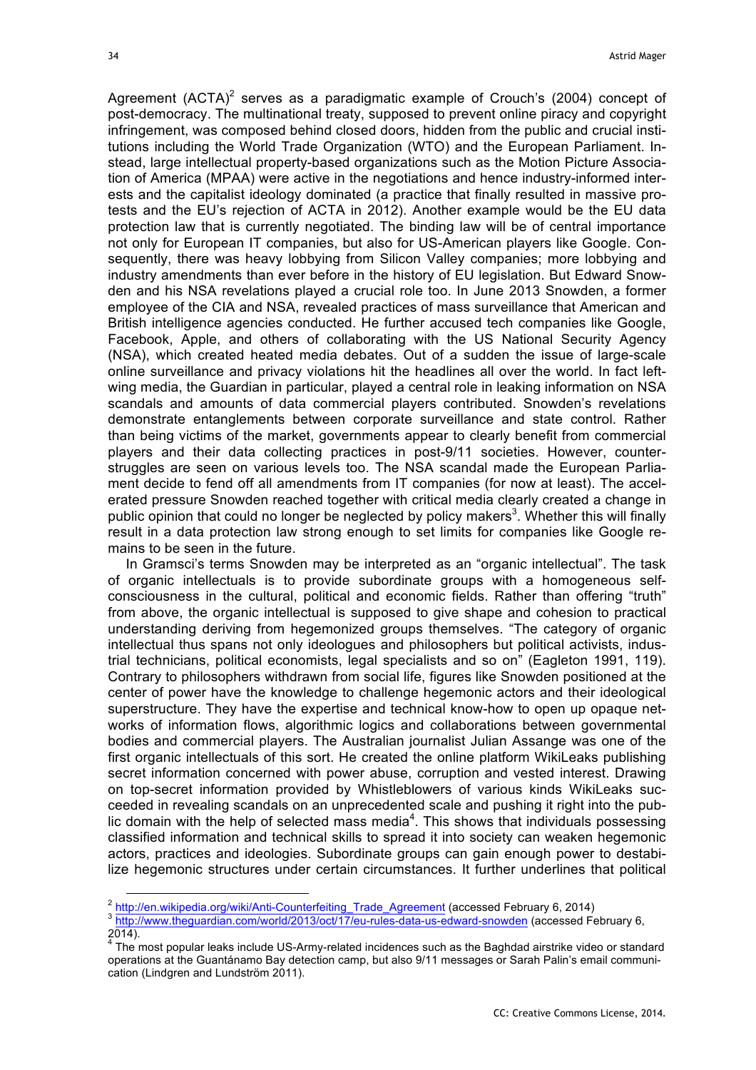Agreement (ACTA)[2] serves as a paradigmatic example of Crouch's (2004) concept of post-democracy. The multinational treaty, supposed to prevent online piracy and copyright infringement, was composed behind closed doors, hidden from the public and crucial institutions including the World Trade Organization (WTO) and the European Parliament. Instead, large intellectual property-based organizations such as the Motion Picture Association of America (MPAA) were active in the negotiations and hence industry-informed interests and the capitalist ideology dominated (a practice that finally resulted in massive protests and the EU's rejection of ACTA in 2012). Another example would be the EU data protection law that is currently negotiated. The binding law will be of central importance not only for European IT companies, but also for US-American players like Google. Consequently, there was heavy lobbying from Silicon Valley companies; more lobbying and industry amendments than ever before in the history of EU legislation. But Edward Snowden and his NSA revelations played a crucial role too. In June 2013 Snowden, a former employee of the CIA and NSA, revealed practices of mass surveillance that American and British intelligence agencies conducted. He further accused tech companies like Google, Facebook, Apple, and others of collaborating with the US National Security Agency (NSA), which created heated media debates. Out of a sudden the issue of large-scale online surveillance and privacy violations hit the headlines all over the world. In fact left-wing media, the Guardian in particular, played a central role in leaking information on NSA scandals and amounts of data commercial players contributed. Snowden's revelations demonstrate entanglements between corporate surveillance and state control. Rather than being victims of the market, governments appear to clearly benefit from commercial players and their data collecting practices in post-9/11 societies. However, counter-struggles are seen on various levels too. The NSA scandal made the European Parliament decide to fend off all amendments from IT companies (for now at least). The accelerated pressure Snowden reached together with critical media clearly created a change in public opinion that could no longer be neglected by policy makers[3]. Whether this will finally result in a data protection law strong enough to set limits for companies like Google remains to be seen in the future.

In Gramsci's terms Snowden may be interpreted as an "organic intellectual". The task of organic intellectuals is to provide subordinate groups with a homogeneous self-consciousness in the cultural, political and economic fields. Rather than offering "truth" from above, the organic intellectual is supposed to give shape and cohesion to practical understanding deriving from hegemonized groups themselves. "The category of organic intellectual thus spans not only ideologues and philosophers but political activists, industrial technicians, political economists, legal specialists and so on" (Eagleton 1991, 119). Contrary to philosophers withdrawn from social life, figures like Snowden positioned at the center of power have the knowledge to challenge hegemonic actors and their ideological superstructure. They have the expertise and technical know-how to open up opaque networks of information flows, algorithmic logics and collaborations between governmental bodies and commercial players. The Australian journalist Julian Assange was one of the first organic intellectuals of this sort. He created the online platform WikiLeaks publishing secret information concerned with power abuse, corruption and vested interest. Drawing on top-secret information provided by Whistleblowers of various kinds WikiLeaks succeeded in revealing scandals on an unprecedented scale and pushing it right into the public domain with the help of selected mass media[4]. This shows that individuals possessing classified information and technical skills to spread it into society can weaken hegemonic actors, practices and ideologies. Subordinate groups can gain enough power to destabilize hegemonic structures under certain circumstances. It further underlines that political

---

[2] http://en.wikipedia.org/wiki/Anti-Counterfeiting_Trade_Agreement (accessed February 6, 2014)

[3] http://www.theguardian.com/world/2013/oct/17/eu-rules-data-us-edward-snowden (accessed February 6, 2014).

[4] The most popular leaks include US-Army-related incidences such as the Baghdad airstrike video or standard operations at the Guantánamo Bay detection camp, but also 9/11 messages or Sarah Palin's email communication (Lindgren and Lundström 2011).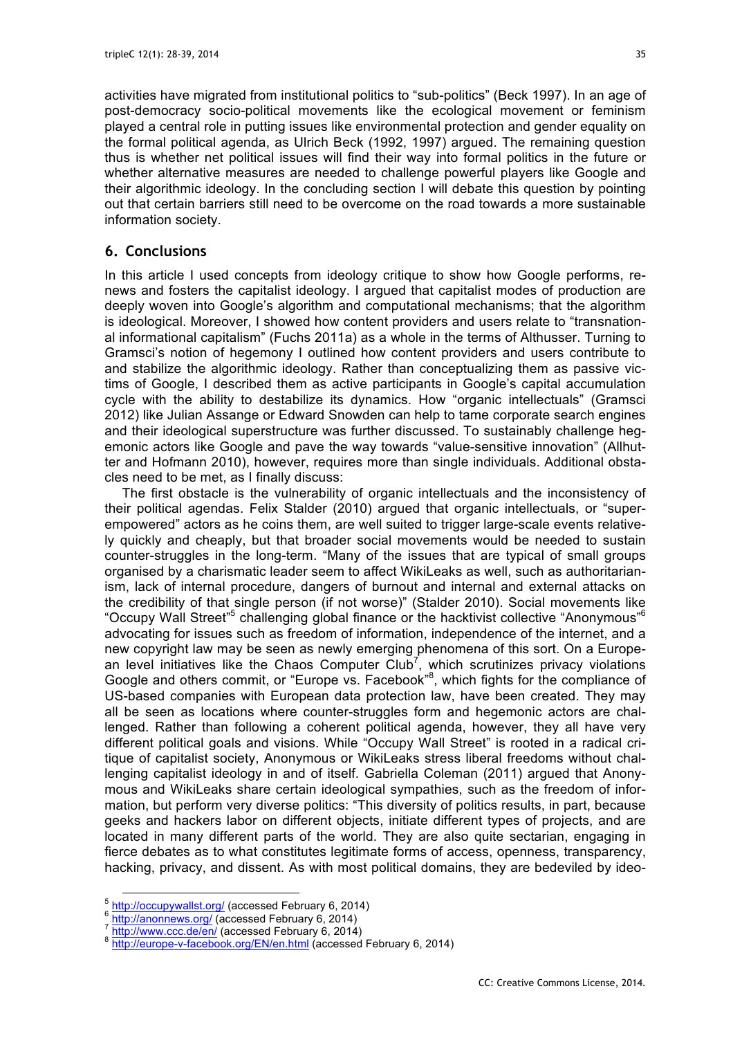activities have migrated from institutional politics to "sub-politics" (Beck 1997). In an age of post-democracy socio-political movements like the ecological movement or feminism played a central role in putting issues like environmental protection and gender equality on the formal political agenda, as Ulrich Beck (1992, 1997) argued. The remaining question thus is whether net political issues will find their way into formal politics in the future or whether alternative measures are needed to challenge powerful players like Google and their algorithmic ideology. In the concluding section I will debate this question by pointing out that certain barriers still need to be overcome on the road towards a more sustainable information society.

## 6. Conclusions

In this article I used concepts from ideology critique to show how Google performs, renews and fosters the capitalist ideology. I argued that capitalist modes of production are deeply woven into Google's algorithm and computational mechanisms; that the algorithm is ideological. Moreover, I showed how content providers and users relate to "transnational informational capitalism" (Fuchs 2011a) as a whole in the terms of Althusser. Turning to Gramsci's notion of hegemony I outlined how content providers and users contribute to and stabilize the algorithmic ideology. Rather than conceptualizing them as passive victims of Google, I described them as active participants in Google's capital accumulation cycle with the ability to destabilize its dynamics. How "organic intellectuals" (Gramsci 2012) like Julian Assange or Edward Snowden can help to tame corporate search engines and their ideological superstructure was further discussed. To sustainably challenge hegemonic actors like Google and pave the way towards "value-sensitive innovation" (Allhutter and Hofmann 2010), however, requires more than single individuals. Additional obstacles need to be met, as I finally discuss:

The first obstacle is the vulnerability of organic intellectuals and the inconsistency of their political agendas. Felix Stalder (2010) argued that organic intellectuals, or "super-empowered" actors as he coins them, are well suited to trigger large-scale events relatively quickly and cheaply, but that broader social movements would be needed to sustain counter-struggles in the long-term. "Many of the issues that are typical of small groups organised by a charismatic leader seem to affect WikiLeaks as well, such as authoritarianism, lack of internal procedure, dangers of burnout and internal and external attacks on the credibility of that single person (if not worse)" (Stalder 2010). Social movements like "Occupy Wall Street"[5] challenging global finance or the hacktivist collective "Anonymous"[6] advocating for issues such as freedom of information, independence of the internet, and a new copyright law may be seen as newly emerging phenomena of this sort. On a European level initiatives like the Chaos Computer Club[7], which scrutinizes privacy violations Google and others commit, or "Europe vs. Facebook"[8], which fights for the compliance of US-based companies with European data protection law, have been created. They may all be seen as locations where counter-struggles form and hegemonic actors are challenged. Rather than following a coherent political agenda, however, they all have very different political goals and visions. While "Occupy Wall Street" is rooted in a radical critique of capitalist society, Anonymous or WikiLeaks stress liberal freedoms without challenging capitalist ideology in and of itself. Gabriella Coleman (2011) argued that Anonymous and WikiLeaks share certain ideological sympathies, such as the freedom of information, but perform very diverse politics: "This diversity of politics results, in part, because geeks and hackers labor on different objects, initiate different types of projects, and are located in many different parts of the world. They are also quite sectarian, engaging in fierce debates as to what constitutes legitimate forms of access, openness, transparency, hacking, privacy, and dissent. As with most political domains, they are bedeviled by ideo-

[5] http://occupywallst.org/ (accessed February 6, 2014)
[6] http://anonnews.org/ (accessed February 6, 2014)
[7] http://www.ccc.de/en/ (accessed February 6, 2014)
[8] http://europe-v-facebook.org/EN/en.html (accessed February 6, 2014)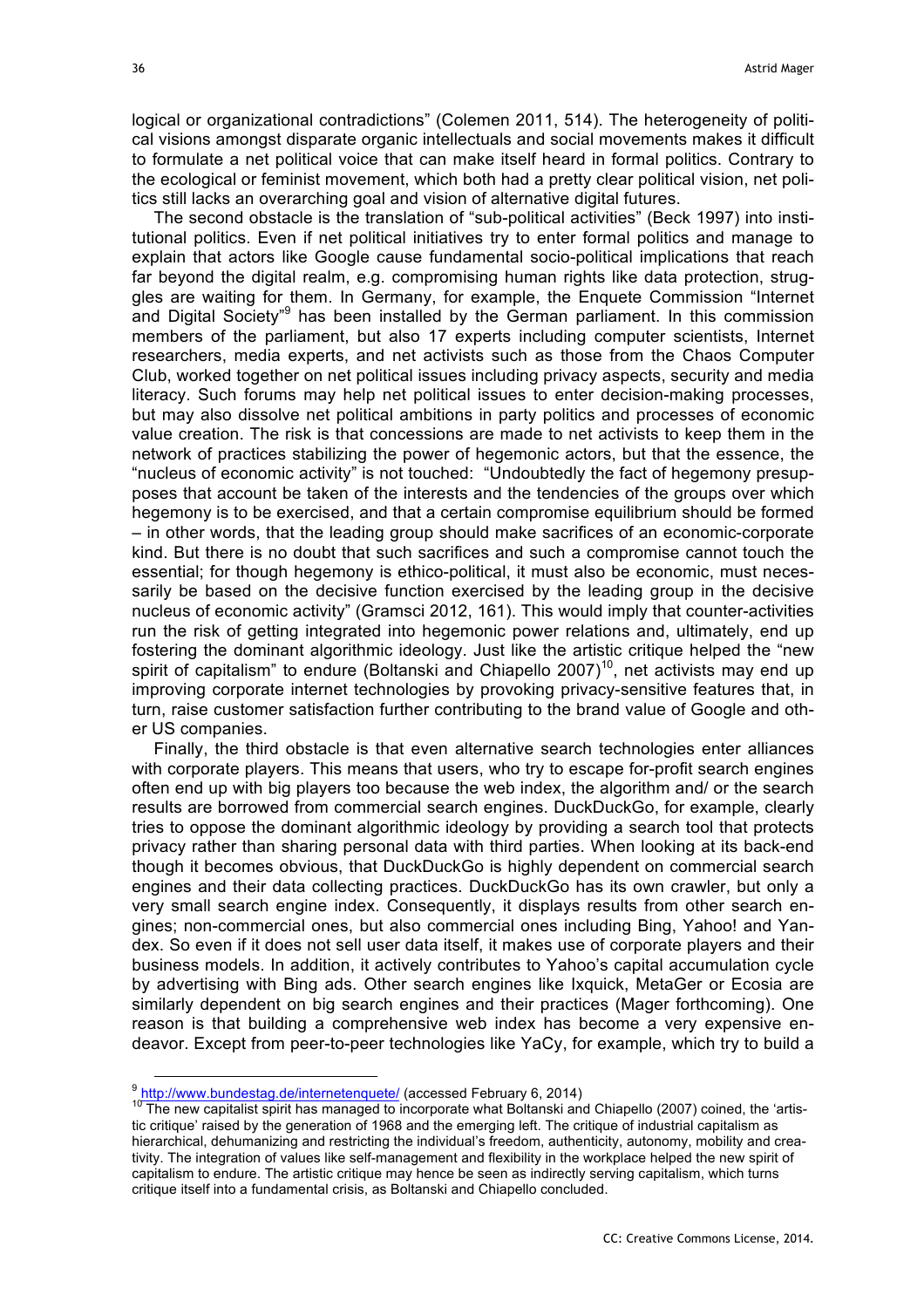logical or organizational contradictions" (Colemen 2011, 514). The heterogeneity of political visions amongst disparate organic intellectuals and social movements makes it difficult to formulate a net political voice that can make itself heard in formal politics. Contrary to the ecological or feminist movement, which both had a pretty clear political vision, net politics still lacks an overarching goal and vision of alternative digital futures.

The second obstacle is the translation of "sub-political activities" (Beck 1997) into institutional politics. Even if net political initiatives try to enter formal politics and manage to explain that actors like Google cause fundamental socio-political implications that reach far beyond the digital realm, e.g. compromising human rights like data protection, struggles are waiting for them. In Germany, for example, the Enquete Commission "Internet and Digital Society"[9] has been installed by the German parliament. In this commission members of the parliament, but also 17 experts including computer scientists, Internet researchers, media experts, and net activists such as those from the Chaos Computer Club, worked together on net political issues including privacy aspects, security and media literacy. Such forums may help net political issues to enter decision-making processes, but may also dissolve net political ambitions in party politics and processes of economic value creation. The risk is that concessions are made to net activists to keep them in the network of practices stabilizing the power of hegemonic actors, but that the essence, the "nucleus of economic activity" is not touched: "Undoubtedly the fact of hegemony presupposes that account be taken of the interests and the tendencies of the groups over which hegemony is to be exercised, and that a certain compromise equilibrium should be formed – in other words, that the leading group should make sacrifices of an economic-corporate kind. But there is no doubt that such sacrifices and such a compromise cannot touch the essential; for though hegemony is ethico-political, it must also be economic, must necessarily be based on the decisive function exercised by the leading group in the decisive nucleus of economic activity" (Gramsci 2012, 161). This would imply that counter-activities run the risk of getting integrated into hegemonic power relations and, ultimately, end up fostering the dominant algorithmic ideology. Just like the artistic critique helped the "new spirit of capitalism" to endure (Boltanski and Chiapello 2007)[10], net activists may end up improving corporate internet technologies by provoking privacy-sensitive features that, in turn, raise customer satisfaction further contributing to the brand value of Google and other US companies.

Finally, the third obstacle is that even alternative search technologies enter alliances with corporate players. This means that users, who try to escape for-profit search engines often end up with big players too because the web index, the algorithm and/ or the search results are borrowed from commercial search engines. DuckDuckGo, for example, clearly tries to oppose the dominant algorithmic ideology by providing a search tool that protects privacy rather than sharing personal data with third parties. When looking at its back-end though it becomes obvious, that DuckDuckGo is highly dependent on commercial search engines and their data collecting practices. DuckDuckGo has its own crawler, but only a very small search engine index. Consequently, it displays results from other search engines; non-commercial ones, but also commercial ones including Bing, Yahoo! and Yandex. So even if it does not sell user data itself, it makes use of corporate players and their business models. In addition, it actively contributes to Yahoo's capital accumulation cycle by advertising with Bing ads. Other search engines like Ixquick, MetaGer or Ecosia are similarly dependent on big search engines and their practices (Mager forthcoming). One reason is that building a comprehensive web index has become a very expensive endeavor. Except from peer-to-peer technologies like YaCy, for example, which try to build a

[9] http://www.bundestag.de/internetenquete/ (accessed February 6, 2014)

[10] The new capitalist spirit has managed to incorporate what Boltanski and Chiapello (2007) coined, the 'artistic critique' raised by the generation of 1968 and the emerging left. The critique of industrial capitalism as hierarchical, dehumanizing and restricting the individual's freedom, authenticity, autonomy, mobility and creativity. The integration of values like self-management and flexibility in the workplace helped the new spirit of capitalism to endure. The artistic critique may hence be seen as indirectly serving capitalism, which turns critique itself into a fundamental crisis, as Boltanski and Chiapello concluded.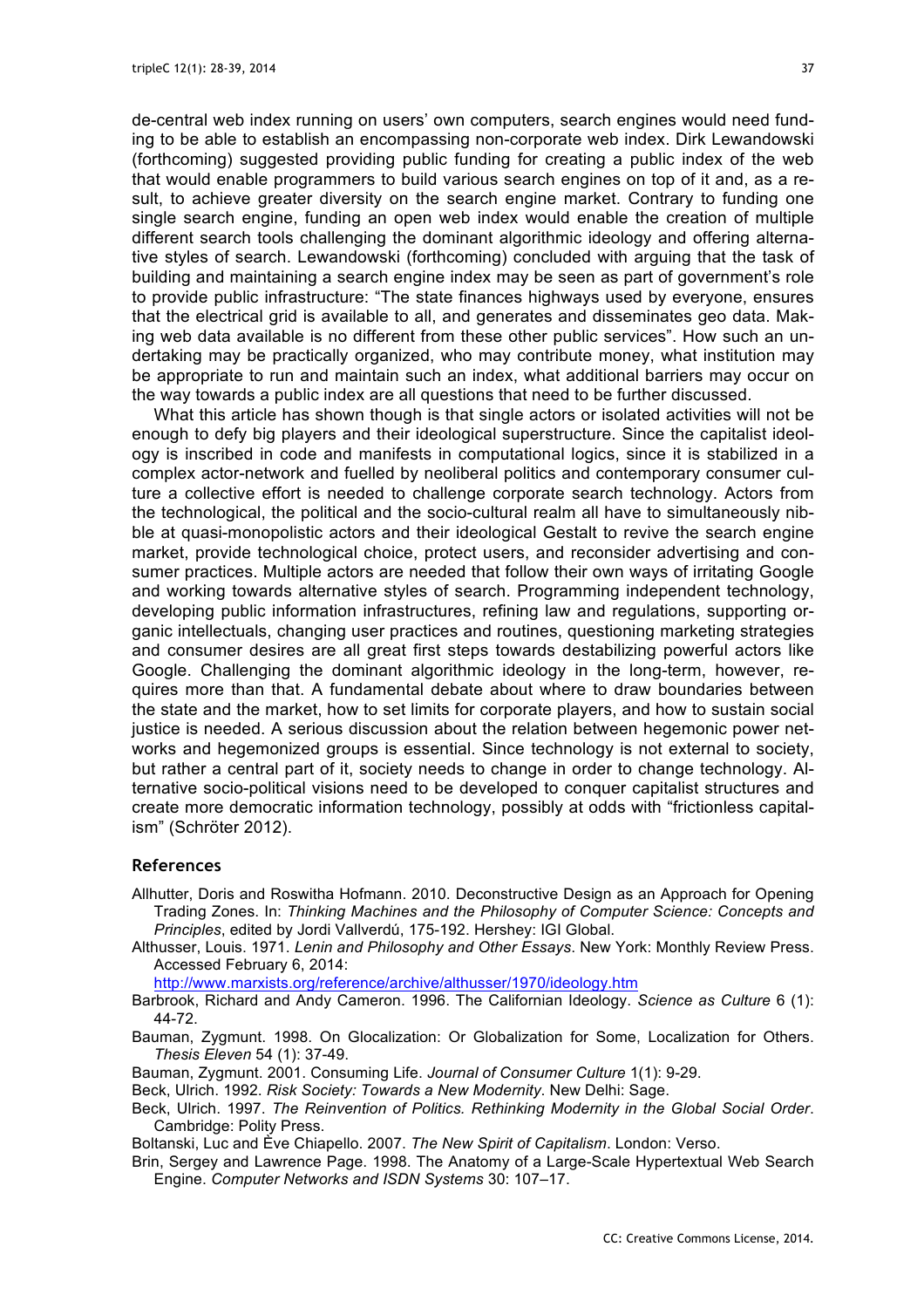de-central web index running on users' own computers, search engines would need funding to be able to establish an encompassing non-corporate web index. Dirk Lewandowski (forthcoming) suggested providing public funding for creating a public index of the web that would enable programmers to build various search engines on top of it and, as a result, to achieve greater diversity on the search engine market. Contrary to funding one single search engine, funding an open web index would enable the creation of multiple different search tools challenging the dominant algorithmic ideology and offering alternative styles of search. Lewandowski (forthcoming) concluded with arguing that the task of building and maintaining a search engine index may be seen as part of government's role to provide public infrastructure: "The state finances highways used by everyone, ensures that the electrical grid is available to all, and generates and disseminates geo data. Making web data available is no different from these other public services". How such an undertaking may be practically organized, who may contribute money, what institution may be appropriate to run and maintain such an index, what additional barriers may occur on the way towards a public index are all questions that need to be further discussed.

What this article has shown though is that single actors or isolated activities will not be enough to defy big players and their ideological superstructure. Since the capitalist ideology is inscribed in code and manifests in computational logics, since it is stabilized in a complex actor-network and fuelled by neoliberal politics and contemporary consumer culture a collective effort is needed to challenge corporate search technology. Actors from the technological, the political and the socio-cultural realm all have to simultaneously nibble at quasi-monopolistic actors and their ideological Gestalt to revive the search engine market, provide technological choice, protect users, and reconsider advertising and consumer practices. Multiple actors are needed that follow their own ways of irritating Google and working towards alternative styles of search. Programming independent technology, developing public information infrastructures, refining law and regulations, supporting organic intellectuals, changing user practices and routines, questioning marketing strategies and consumer desires are all great first steps towards destabilizing powerful actors like Google. Challenging the dominant algorithmic ideology in the long-term, however, requires more than that. A fundamental debate about where to draw boundaries between the state and the market, how to set limits for corporate players, and how to sustain social justice is needed. A serious discussion about the relation between hegemonic power networks and hegemonized groups is essential. Since technology is not external to society, but rather a central part of it, society needs to change in order to change technology. Alternative socio-political visions need to be developed to conquer capitalist structures and create more democratic information technology, possibly at odds with "frictionless capitalism" (Schröter 2012).

## References

Allhutter, Doris and Roswitha Hofmann. 2010. Deconstructive Design as an Approach for Opening Trading Zones. In: *Thinking Machines and the Philosophy of Computer Science: Concepts and Principles*, edited by Jordi Vallverdú, 175-192. Hershey: IGI Global.

Althusser, Louis. 1971. *Lenin and Philosophy and Other Essays*. New York: Monthly Review Press. Accessed February 6, 2014: http://www.marxists.org/reference/archive/althusser/1970/ideology.htm

Barbrook, Richard and Andy Cameron. 1996. The Californian Ideology. *Science as Culture* 6 (1): 44-72.

Bauman, Zygmunt. 1998. On Glocalization: Or Globalization for Some, Localization for Others. *Thesis Eleven* 54 (1): 37-49.

Bauman, Zygmunt. 2001. Consuming Life. *Journal of Consumer Culture* 1(1): 9-29.

Beck, Ulrich. 1992. *Risk Society: Towards a New Modernity*. New Delhi: Sage.

Beck, Ulrich. 1997. *The Reinvention of Politics. Rethinking Modernity in the Global Social Order*. Cambridge: Polity Press.

Boltanski, Luc and Ève Chiapello. 2007. *The New Spirit of Capitalism*. London: Verso.

Brin, Sergey and Lawrence Page. 1998. The Anatomy of a Large-Scale Hypertextual Web Search Engine. *Computer Networks and ISDN Systems* 30: 107–17.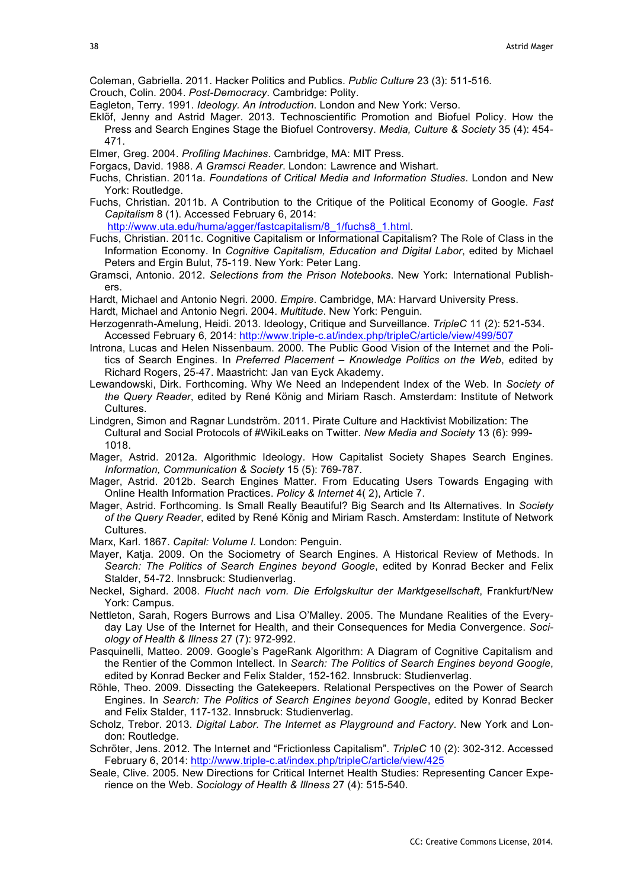Coleman, Gabriella. 2011. Hacker Politics and Publics. *Public Culture* 23 (3): 511-516.

Crouch, Colin. 2004. *Post-Democracy*. Cambridge: Polity.

Eagleton, Terry. 1991. *Ideology. An Introduction*. London and New York: Verso.

Eklöf, Jenny and Astrid Mager. 2013. Technoscientific Promotion and Biofuel Policy. How the Press and Search Engines Stage the Biofuel Controversy. *Media, Culture & Society* 35 (4): 454-471.

Elmer, Greg. 2004. *Profiling Machines*. Cambridge, MA: MIT Press.

Forgacs, David. 1988. *A Gramsci Reader*. London: Lawrence and Wishart.

Fuchs, Christian. 2011a. *Foundations of Critical Media and Information Studies*. London and New York: Routledge.

Fuchs, Christian. 2011b. A Contribution to the Critique of the Political Economy of Google. *Fast Capitalism* 8 (1). Accessed February 6, 2014: http://www.uta.edu/huma/agger/fastcapitalism/8_1/fuchs8_1.html.

Fuchs, Christian. 2011c. Cognitive Capitalism or Informational Capitalism? The Role of Class in the Information Economy. In *Cognitive Capitalism, Education and Digital Labor*, edited by Michael Peters and Ergin Bulut, 75-119. New York: Peter Lang.

Gramsci, Antonio. 2012. *Selections from the Prison Notebooks*. New York: International Publishers.

Hardt, Michael and Antonio Negri. 2000. *Empire*. Cambridge, MA: Harvard University Press.

Hardt, Michael and Antonio Negri. 2004. *Multitude*. New York: Penguin.

Herzogenrath-Amelung, Heidi. 2013. Ideology, Critique and Surveillance. *TripleC* 11 (2): 521-534. Accessed February 6, 2014: http://www.triple-c.at/index.php/tripleC/article/view/499/507

Introna, Lucas and Helen Nissenbaum. 2000. The Public Good Vision of the Internet and the Politics of Search Engines. In *Preferred Placement – Knowledge Politics on the Web*, edited by Richard Rogers, 25-47. Maastricht: Jan van Eyck Akademy.

Lewandowski, Dirk. Forthcoming. Why We Need an Independent Index of the Web. In *Society of the Query Reader*, edited by René König and Miriam Rasch. Amsterdam: Institute of Network Cultures.

Lindgren, Simon and Ragnar Lundström. 2011. Pirate Culture and Hacktivist Mobilization: The Cultural and Social Protocols of #WikiLeaks on Twitter. *New Media and Society* 13 (6): 999-1018.

Mager, Astrid. 2012a. Algorithmic Ideology. How Capitalist Society Shapes Search Engines. *Information, Communication & Society* 15 (5): 769-787.

Mager, Astrid. 2012b. Search Engines Matter. From Educating Users Towards Engaging with Online Health Information Practices. *Policy & Internet* 4( 2), Article 7.

Mager, Astrid. Forthcoming. Is Small Really Beautiful? Big Search and Its Alternatives. In *Society of the Query Reader*, edited by René König and Miriam Rasch. Amsterdam: Institute of Network Cultures.

Marx, Karl. 1867. *Capital: Volume I.* London: Penguin.

Mayer, Katja. 2009. On the Sociometry of Search Engines. A Historical Review of Methods. In *Search: The Politics of Search Engines beyond Google*, edited by Konrad Becker and Felix Stalder, 54-72. Innsbruck: Studienverlag.

Neckel, Sighard. 2008. *Flucht nach vorn. Die Erfolgskultur der Marktgesellschaft*, Frankfurt/New York: Campus.

Nettleton, Sarah, Rogers Burrows and Lisa O'Malley. 2005. The Mundane Realities of the Everyday Lay Use of the Internet for Health, and their Consequences for Media Convergence. *Sociology of Health & Illness* 27 (7): 972-992.

Pasquinelli, Matteo. 2009. Google's PageRank Algorithm: A Diagram of Cognitive Capitalism and the Rentier of the Common Intellect. In *Search: The Politics of Search Engines beyond Google*, edited by Konrad Becker and Felix Stalder, 152-162. Innsbruck: Studienverlag.

Röhle, Theo. 2009. Dissecting the Gatekeepers. Relational Perspectives on the Power of Search Engines. In *Search: The Politics of Search Engines beyond Google*, edited by Konrad Becker and Felix Stalder, 117-132. Innsbruck: Studienverlag.

Scholz, Trebor. 2013. *Digital Labor. The Internet as Playground and Factory*. New York and London: Routledge.

Schröter, Jens. 2012. The Internet and "Frictionless Capitalism". *TripleC* 10 (2): 302-312. Accessed February 6, 2014: http://www.triple-c.at/index.php/tripleC/article/view/425

Seale, Clive. 2005. New Directions for Critical Internet Health Studies: Representing Cancer Experience on the Web. *Sociology of Health & Illness* 27 (4): 515-540.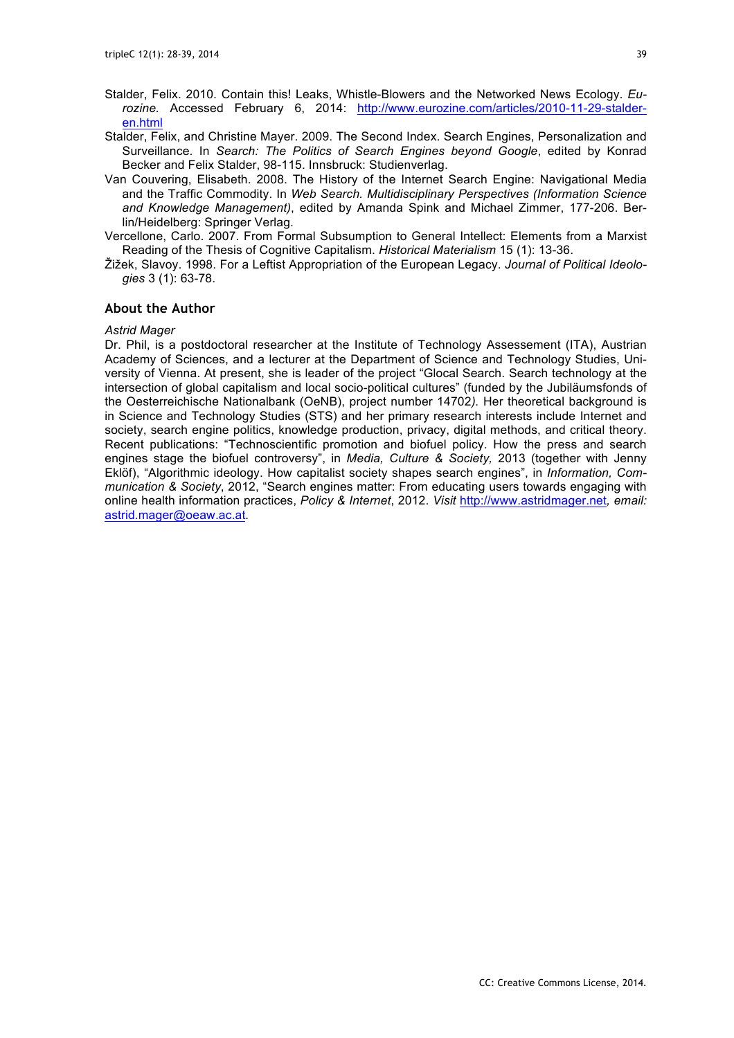Stalder, Felix. 2010. Contain this! Leaks, Whistle-Blowers and the Networked News Ecology. *Eurozine*. Accessed February 6, 2014: http://www.eurozine.com/articles/2010-11-29-stalder-en.html

Stalder, Felix, and Christine Mayer. 2009. The Second Index. Search Engines, Personalization and Surveillance. In *Search: The Politics of Search Engines beyond Google*, edited by Konrad Becker and Felix Stalder, 98-115. Innsbruck: Studienverlag.

Van Couvering, Elisabeth. 2008. The History of the Internet Search Engine: Navigational Media and the Traffic Commodity. In *Web Search. Multidisciplinary Perspectives (Information Science and Knowledge Management)*, edited by Amanda Spink and Michael Zimmer, 177-206. Berlin/Heidelberg: Springer Verlag.

Vercellone, Carlo. 2007. From Formal Subsumption to General Intellect: Elements from a Marxist Reading of the Thesis of Cognitive Capitalism. *Historical Materialism* 15 (1): 13-36.

Žižek, Slavoy. 1998. For a Leftist Appropriation of the European Legacy. *Journal of Political Ideologies* 3 (1): 63-78.

## About the Author

*Astrid Mager*

Dr. Phil, is a postdoctoral researcher at the Institute of Technology Assessement (ITA), Austrian Academy of Sciences, and a lecturer at the Department of Science and Technology Studies, University of Vienna. At present, she is leader of the project "Glocal Search. Search technology at the intersection of global capitalism and local socio-political cultures" (funded by the Jubiläumsfonds of the Oesterreichische Nationalbank (OeNB), project number 14702*).* Her theoretical background is in Science and Technology Studies (STS) and her primary research interests include Internet and society, search engine politics, knowledge production, privacy, digital methods, and critical theory. Recent publications: "Technoscientific promotion and biofuel policy. How the press and search engines stage the biofuel controversy", in *Media, Culture & Society,* 2013 (together with Jenny Eklöf), "Algorithmic ideology. How capitalist society shapes search engines", in *Information, Communication & Society*, 2012, "Search engines matter: From educating users towards engaging with online health information practices, *Policy & Internet*, 2012. *Visit* http://www.astridmager.net*, email:* astrid.mager@oeaw.ac.at*.*